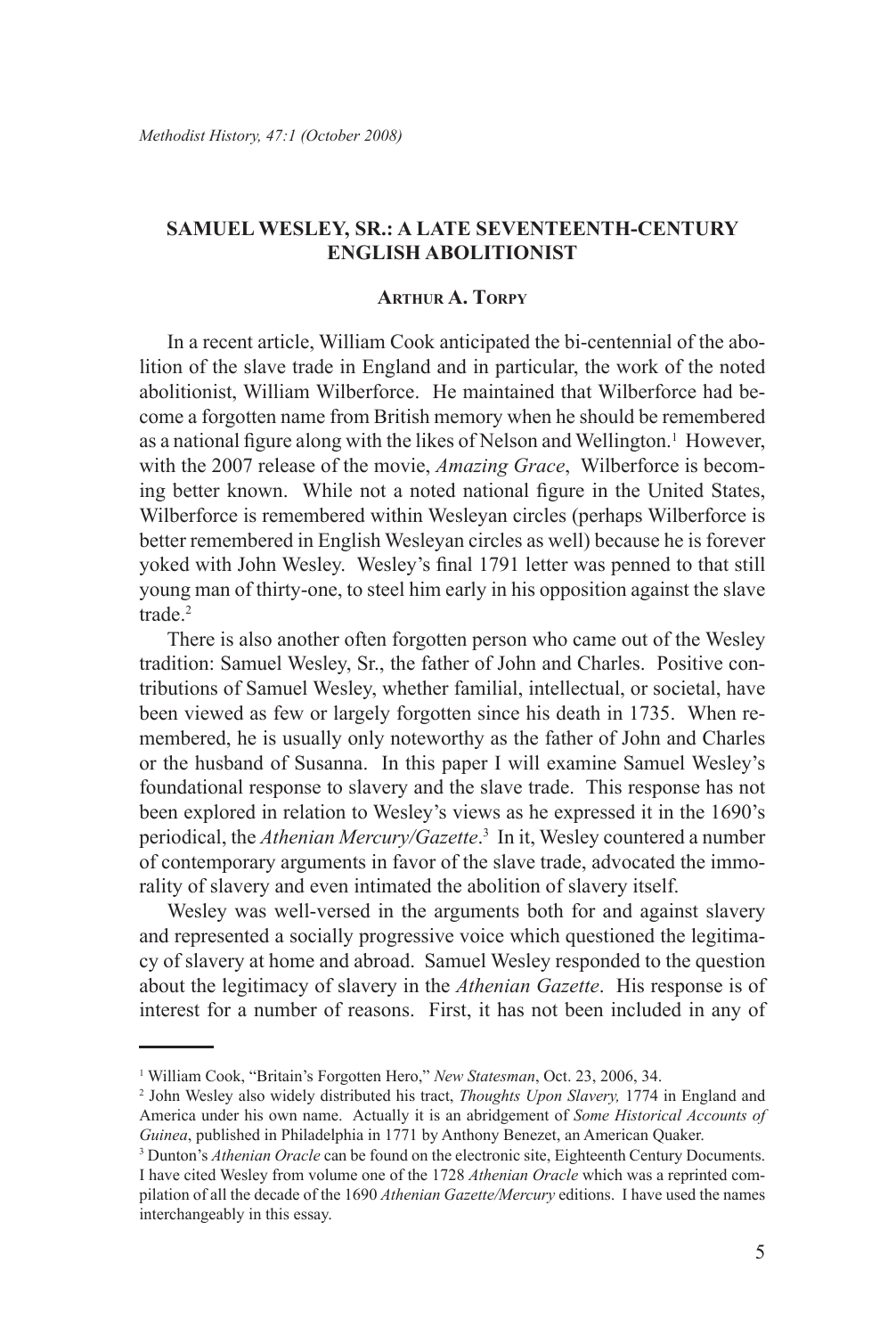# SAMUEL WESLEY, SR.: A LATE SEVENTEENTH-CENTURY ENGLISH ABOLITIONIST

### Arthur A. Torpy

In a recent article, William Cook anticipated the bi-centennial of the abolition of the slave trade in England and in particular, the work of the noted abolitionist, William Wilberforce. He maintained that Wilberforce had become a forgotten name from British memory when he should be remembered as a national figure along with the likes of Nelson and Wellington.[1] However, with the 2007 release of the movie, *Amazing Grace*, Wilberforce is becoming better known. While not a noted national figure in the United States, Wilberforce is remembered within Wesleyan circles (perhaps Wilberforce is better remembered in English Wesleyan circles as well) because he is forever yoked with John Wesley. Wesley's final 1791 letter was penned to that still young man of thirty-one, to steel him early in his opposition against the slave trade.[2]

There is also another often forgotten person who came out of the Wesley tradition: Samuel Wesley, Sr., the father of John and Charles. Positive contributions of Samuel Wesley, whether familial, intellectual, or societal, have been viewed as few or largely forgotten since his death in 1735. When remembered, he is usually only noteworthy as the father of John and Charles or the husband of Susanna. In this paper I will examine Samuel Wesley's foundational response to slavery and the slave trade. This response has not been explored in relation to Wesley's views as he expressed it in the 1690's periodical, the *Athenian Mercury/Gazette*.[3] In it, Wesley countered a number of contemporary arguments in favor of the slave trade, advocated the immorality of slavery and even intimated the abolition of slavery itself.

Wesley was well-versed in the arguments both for and against slavery and represented a socially progressive voice which questioned the legitimacy of slavery at home and abroad. Samuel Wesley responded to the question about the legitimacy of slavery in the *Athenian Gazette*. His response is of interest for a number of reasons. First, it has not been included in any of

---

[1] William Cook, "Britain's Forgotten Hero," *New Statesman*, Oct. 23, 2006, 34.

[2] John Wesley also widely distributed his tract, *Thoughts Upon Slavery,* 1774 in England and America under his own name. Actually it is an abridgement of *Some Historical Accounts of Guinea*, published in Philadelphia in 1771 by Anthony Benezet, an American Quaker.

[3] Dunton's *Athenian Oracle* can be found on the electronic site, Eighteenth Century Documents. I have cited Wesley from volume one of the 1728 *Athenian Oracle* which was a reprinted compilation of all the decade of the 1690 *Athenian Gazette/Mercury* editions. I have used the names interchangeably in this essay.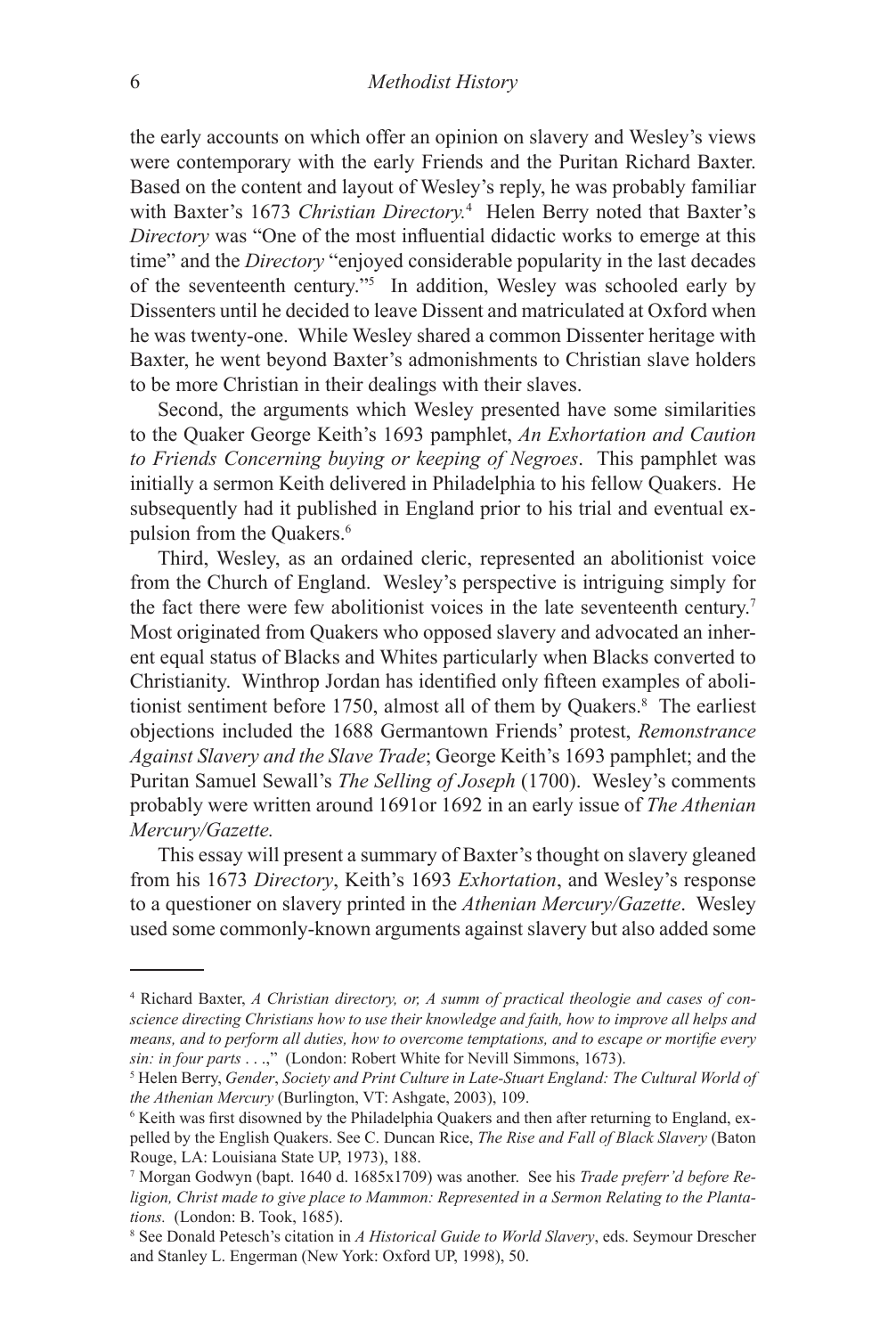the early accounts on which offer an opinion on slavery and Wesley's views were contemporary with the early Friends and the Puritan Richard Baxter. Based on the content and layout of Wesley's reply, he was probably familiar with Baxter's 1673 *Christian Directory.*[4] Helen Berry noted that Baxter's *Directory* was "One of the most influential didactic works to emerge at this time" and the *Directory* "enjoyed considerable popularity in the last decades of the seventeenth century."[5] In addition, Wesley was schooled early by Dissenters until he decided to leave Dissent and matriculated at Oxford when he was twenty-one. While Wesley shared a common Dissenter heritage with Baxter, he went beyond Baxter's admonishments to Christian slave holders to be more Christian in their dealings with their slaves.

Second, the arguments which Wesley presented have some similarities to the Quaker George Keith's 1693 pamphlet, *An Exhortation and Caution to Friends Concerning buying or keeping of Negroes*. This pamphlet was initially a sermon Keith delivered in Philadelphia to his fellow Quakers. He subsequently had it published in England prior to his trial and eventual expulsion from the Quakers.[6]

Third, Wesley, as an ordained cleric, represented an abolitionist voice from the Church of England. Wesley's perspective is intriguing simply for the fact there were few abolitionist voices in the late seventeenth century.[7] Most originated from Quakers who opposed slavery and advocated an inherent equal status of Blacks and Whites particularly when Blacks converted to Christianity. Winthrop Jordan has identified only fifteen examples of abolitionist sentiment before 1750, almost all of them by Quakers.[8] The earliest objections included the 1688 Germantown Friends' protest, *Remonstrance Against Slavery and the Slave Trade*; George Keith's 1693 pamphlet; and the Puritan Samuel Sewall's *The Selling of Joseph* (1700). Wesley's comments probably were written around 1691or 1692 in an early issue of *The Athenian Mercury/Gazette.*

This essay will present a summary of Baxter's thought on slavery gleaned from his 1673 *Directory*, Keith's 1693 *Exhortation*, and Wesley's response to a questioner on slavery printed in the *Athenian Mercury/Gazette*. Wesley used some commonly-known arguments against slavery but also added some

---

[4] Richard Baxter, *A Christian directory, or, A summ of practical theologie and cases of conscience directing Christians how to use their knowledge and faith, how to improve all helps and means, and to perform all duties, how to overcome temptations, and to escape or mortifie every sin: in four parts . . .*," (London: Robert White for Nevill Simmons, 1673).

[5] Helen Berry, *Gender*, *Society and Print Culture in Late-Stuart England: The Cultural World of the Athenian Mercury* (Burlington, VT: Ashgate, 2003), 109.

[6] Keith was first disowned by the Philadelphia Quakers and then after returning to England, expelled by the English Quakers. See C. Duncan Rice, *The Rise and Fall of Black Slavery* (Baton Rouge, LA: Louisiana State UP, 1973), 188.

[7] Morgan Godwyn (bapt. 1640 d. 1685x1709) was another. See his *Trade preferr'd before Religion, Christ made to give place to Mammon: Represented in a Sermon Relating to the Plantations.* (London: B. Took, 1685).

[8] See Donald Petesch's citation in *A Historical Guide to World Slavery*, eds. Seymour Drescher and Stanley L. Engerman (New York: Oxford UP, 1998), 50.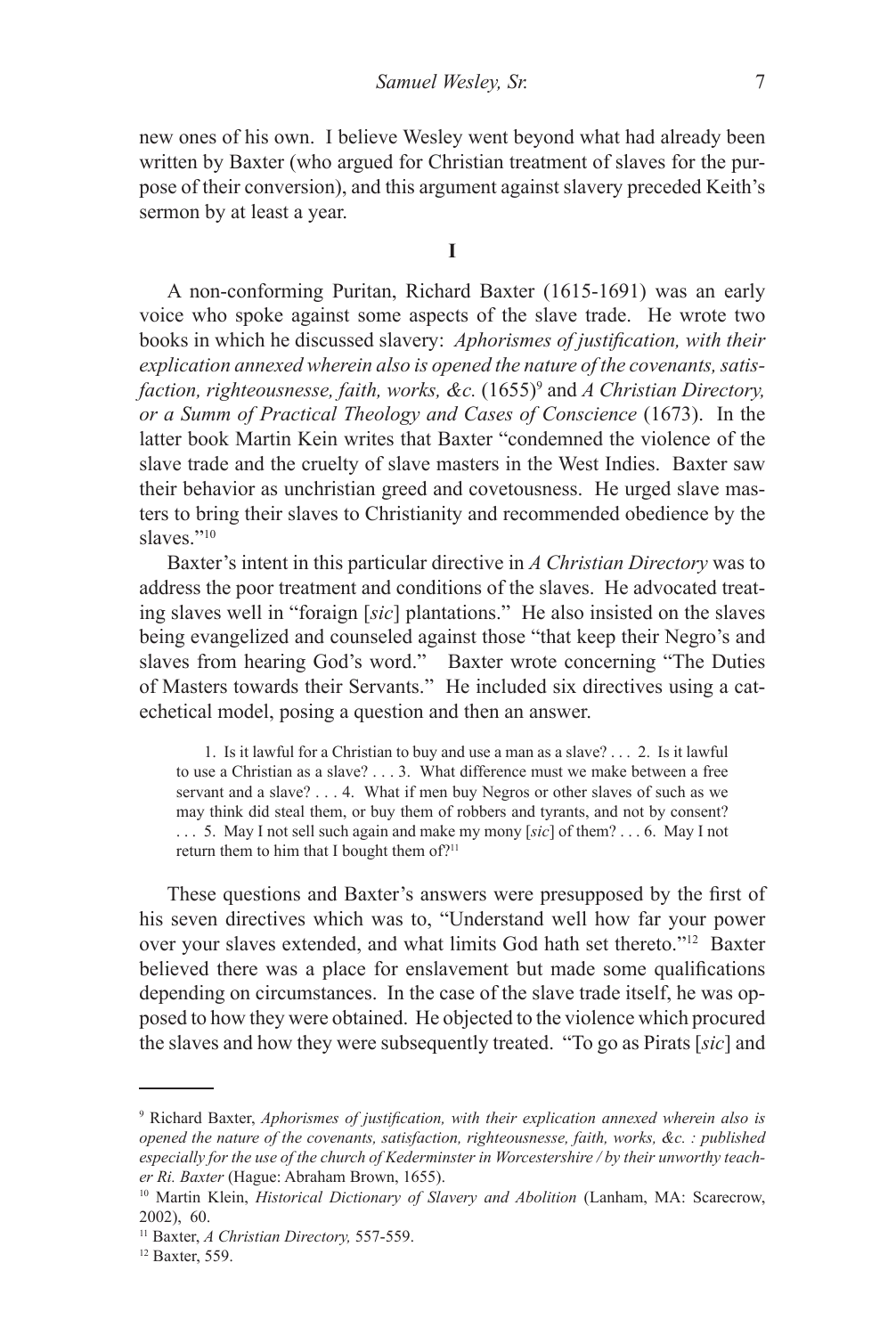new ones of his own. I believe Wesley went beyond what had already been written by Baxter (who argued for Christian treatment of slaves for the purpose of their conversion), and this argument against slavery preceded Keith's sermon by at least a year.

**I**

A non-conforming Puritan, Richard Baxter (1615-1691) was an early voice who spoke against some aspects of the slave trade. He wrote two books in which he discussed slavery: *Aphorismes of justification, with their explication annexed wherein also is opened the nature of the covenants, satisfaction, righteousnesse, faith, works, &c.* (1655)[9] and *A Christian Directory, or a Summ of Practical Theology and Cases of Conscience* (1673). In the latter book Martin Kein writes that Baxter "condemned the violence of the slave trade and the cruelty of slave masters in the West Indies. Baxter saw their behavior as unchristian greed and covetousness. He urged slave masters to bring their slaves to Christianity and recommended obedience by the slaves."[10]

Baxter's intent in this particular directive in *A Christian Directory* was to address the poor treatment and conditions of the slaves. He advocated treating slaves well in "foraign [*sic*] plantations." He also insisted on the slaves being evangelized and counseled against those "that keep their Negro's and slaves from hearing God's word." Baxter wrote concerning "The Duties of Masters towards their Servants." He included six directives using a catechetical model, posing a question and then an answer.

> 1. Is it lawful for a Christian to buy and use a man as a slave? . . . 2. Is it lawful to use a Christian as a slave? . . . 3. What difference must we make between a free servant and a slave? . . . 4. What if men buy Negros or other slaves of such as we may think did steal them, or buy them of robbers and tyrants, and not by consent? . . . 5. May I not sell such again and make my mony [*sic*] of them? . . . 6. May I not return them to him that I bought them of?[11]

These questions and Baxter's answers were presupposed by the first of his seven directives which was to, "Understand well how far your power over your slaves extended, and what limits God hath set thereto."[12] Baxter believed there was a place for enslavement but made some qualifications depending on circumstances. In the case of the slave trade itself, he was opposed to how they were obtained. He objected to the violence which procured the slaves and how they were subsequently treated. "To go as Pirats [*sic*] and

---

[9] Richard Baxter, *Aphorismes of justification, with their explication annexed wherein also is opened the nature of the covenants, satisfaction, righteousnesse, faith, works, &c. : published especially for the use of the church of Kederminster in Worcestershire / by their unworthy teacher Ri. Baxter* (Hague: Abraham Brown, 1655).

[10] Martin Klein, *Historical Dictionary of Slavery and Abolition* (Lanham, MA: Scarecrow, 2002), 60.

[11] Baxter, *A Christian Directory,* 557-559.

[12] Baxter, 559.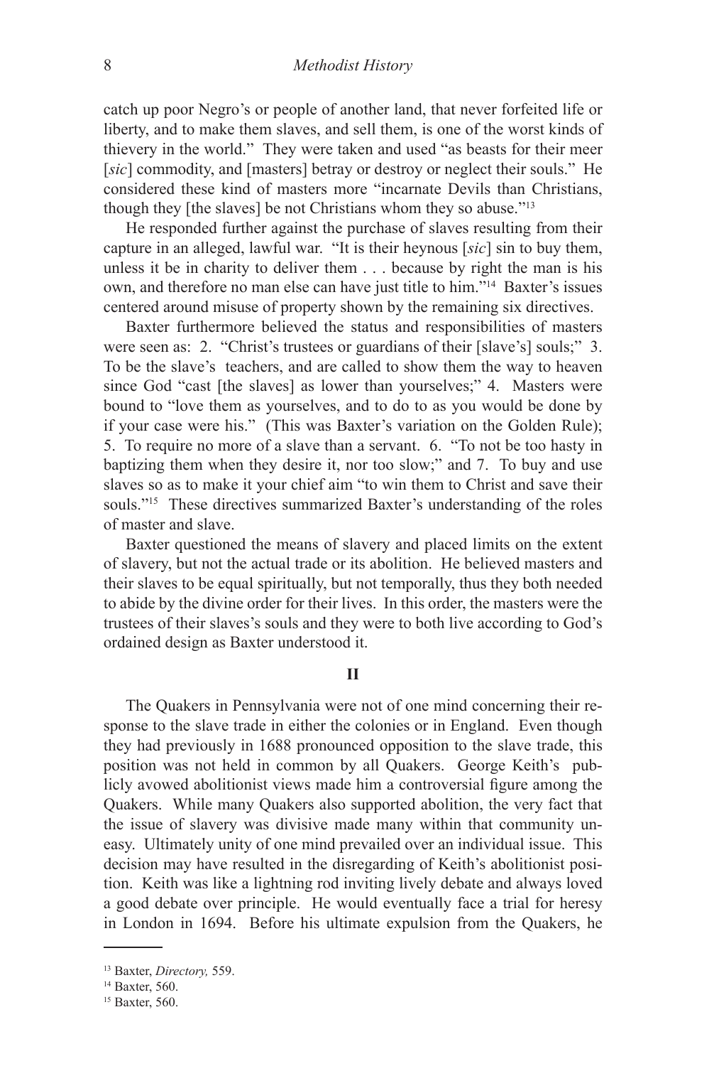catch up poor Negro's or people of another land, that never forfeited life or liberty, and to make them slaves, and sell them, is one of the worst kinds of thievery in the world." They were taken and used "as beasts for their meer [*sic*] commodity, and [masters] betray or destroy or neglect their souls." He considered these kind of masters more "incarnate Devils than Christians, though they [the slaves] be not Christians whom they so abuse."[13]

He responded further against the purchase of slaves resulting from their capture in an alleged, lawful war. "It is their heynous [*sic*] sin to buy them, unless it be in charity to deliver them . . . because by right the man is his own, and therefore no man else can have just title to him."[14] Baxter's issues centered around misuse of property shown by the remaining six directives.

Baxter furthermore believed the status and responsibilities of masters were seen as: 2. "Christ's trustees or guardians of their [slave's] souls;" 3. To be the slave's teachers, and are called to show them the way to heaven since God "cast [the slaves] as lower than yourselves;" 4. Masters were bound to "love them as yourselves, and to do to as you would be done by if your case were his." (This was Baxter's variation on the Golden Rule); 5. To require no more of a slave than a servant. 6. "To not be too hasty in baptizing them when they desire it, nor too slow;" and 7. To buy and use slaves so as to make it your chief aim "to win them to Christ and save their souls."[15] These directives summarized Baxter's understanding of the roles of master and slave.

Baxter questioned the means of slavery and placed limits on the extent of slavery, but not the actual trade or its abolition. He believed masters and their slaves to be equal spiritually, but not temporally, thus they both needed to abide by the divine order for their lives. In this order, the masters were the trustees of their slaves's souls and they were to both live according to God's ordained design as Baxter understood it.

## II

The Quakers in Pennsylvania were not of one mind concerning their response to the slave trade in either the colonies or in England. Even though they had previously in 1688 pronounced opposition to the slave trade, this position was not held in common by all Quakers. George Keith's publicly avowed abolitionist views made him a controversial figure among the Quakers. While many Quakers also supported abolition, the very fact that the issue of slavery was divisive made many within that community uneasy. Ultimately unity of one mind prevailed over an individual issue. This decision may have resulted in the disregarding of Keith's abolitionist position. Keith was like a lightning rod inviting lively debate and always loved a good debate over principle. He would eventually face a trial for heresy in London in 1694. Before his ultimate expulsion from the Quakers, he

---

[13] Baxter, *Directory,* 559.

[14] Baxter, 560.

[15] Baxter, 560.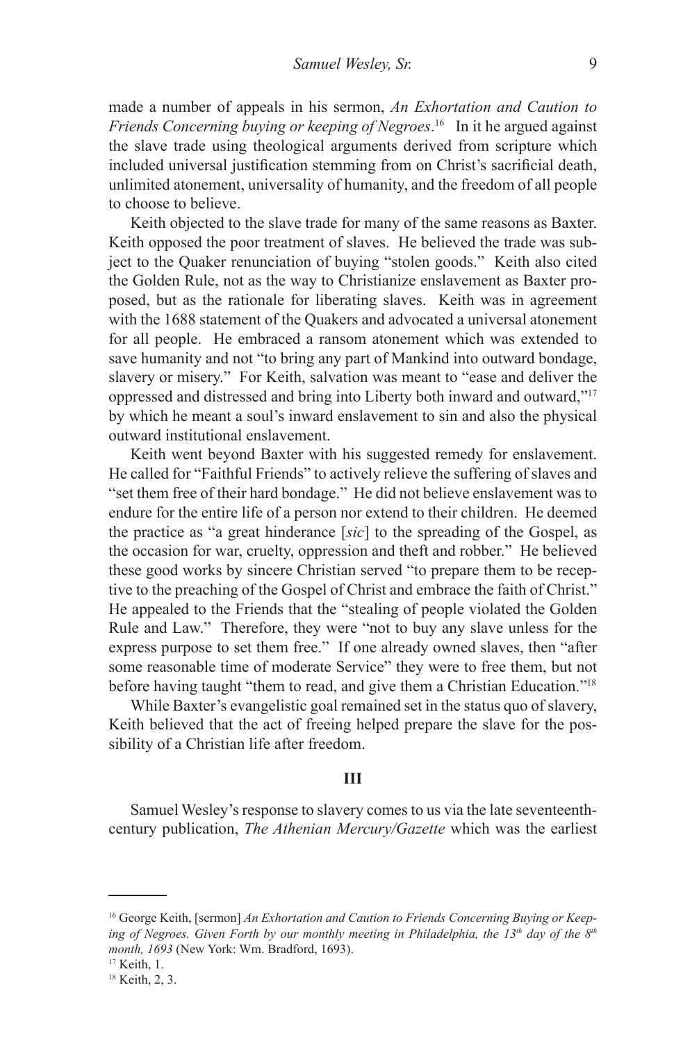made a number of appeals in his sermon, *An Exhortation and Caution to Friends Concerning buying or keeping of Negroes*.[16] In it he argued against the slave trade using theological arguments derived from scripture which included universal justification stemming from on Christ's sacrificial death, unlimited atonement, universality of humanity, and the freedom of all people to choose to believe.

Keith objected to the slave trade for many of the same reasons as Baxter. Keith opposed the poor treatment of slaves. He believed the trade was subject to the Quaker renunciation of buying "stolen goods." Keith also cited the Golden Rule, not as the way to Christianize enslavement as Baxter proposed, but as the rationale for liberating slaves. Keith was in agreement with the 1688 statement of the Quakers and advocated a universal atonement for all people. He embraced a ransom atonement which was extended to save humanity and not "to bring any part of Mankind into outward bondage, slavery or misery." For Keith, salvation was meant to "ease and deliver the oppressed and distressed and bring into Liberty both inward and outward,"[17] by which he meant a soul's inward enslavement to sin and also the physical outward institutional enslavement.

Keith went beyond Baxter with his suggested remedy for enslavement. He called for "Faithful Friends" to actively relieve the suffering of slaves and "set them free of their hard bondage." He did not believe enslavement was to endure for the entire life of a person nor extend to their children. He deemed the practice as "a great hinderance [*sic*] to the spreading of the Gospel, as the occasion for war, cruelty, oppression and theft and robber." He believed these good works by sincere Christian served "to prepare them to be receptive to the preaching of the Gospel of Christ and embrace the faith of Christ." He appealed to the Friends that the "stealing of people violated the Golden Rule and Law." Therefore, they were "not to buy any slave unless for the express purpose to set them free." If one already owned slaves, then "after some reasonable time of moderate Service" they were to free them, but not before having taught "them to read, and give them a Christian Education."[18]

While Baxter's evangelistic goal remained set in the status quo of slavery, Keith believed that the act of freeing helped prepare the slave for the possibility of a Christian life after freedom.

## III

Samuel Wesley's response to slavery comes to us via the late seventeenth-century publication, *The Athenian Mercury/Gazette* which was the earliest

---

[16] George Keith, [sermon] *An Exhortation and Caution to Friends Concerning Buying or Keeping of Negroes. Given Forth by our monthly meeting in Philadelphia, the 13th day of the 8th month, 1693* (New York: Wm. Bradford, 1693).

[17] Keith, 1.

[18] Keith, 2, 3.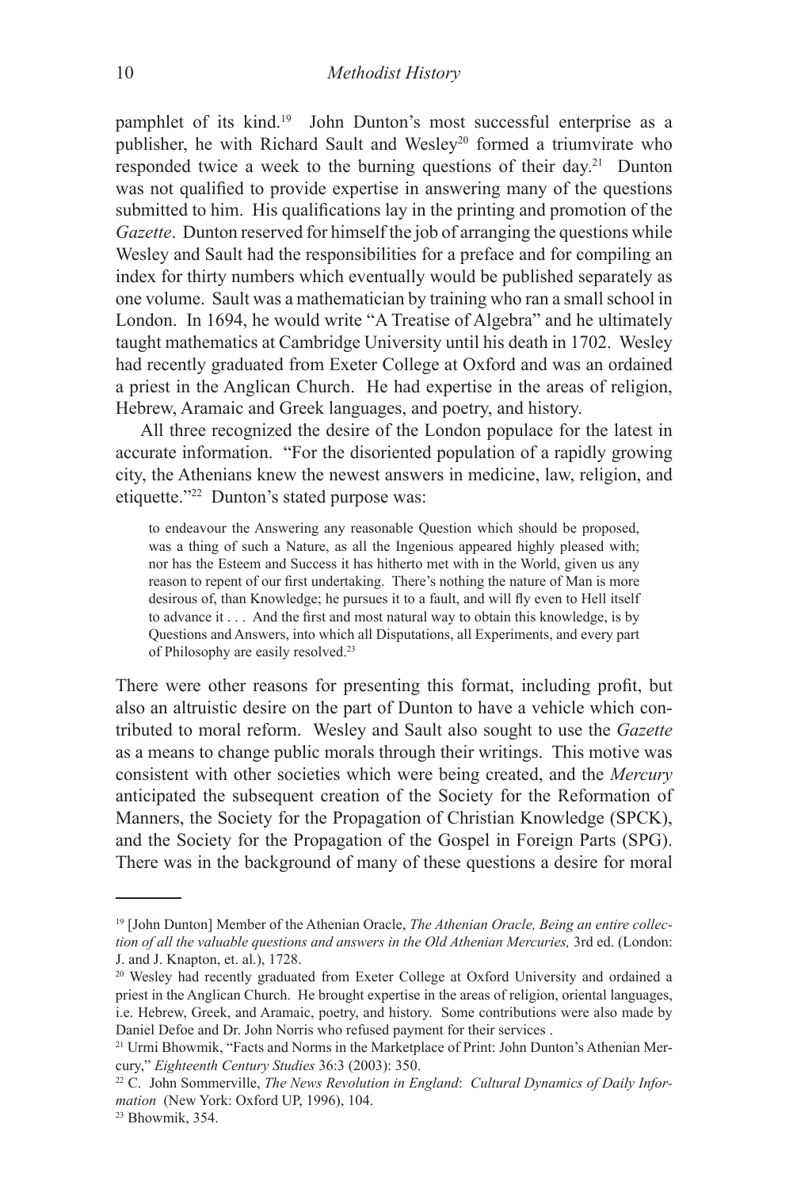pamphlet of its kind.[19] John Dunton's most successful enterprise as a publisher, he with Richard Sault and Wesley[20] formed a triumvirate who responded twice a week to the burning questions of their day.[21] Dunton was not qualified to provide expertise in answering many of the questions submitted to him. His qualifications lay in the printing and promotion of the *Gazette*. Dunton reserved for himself the job of arranging the questions while Wesley and Sault had the responsibilities for a preface and for compiling an index for thirty numbers which eventually would be published separately as one volume. Sault was a mathematician by training who ran a small school in London. In 1694, he would write "A Treatise of Algebra" and he ultimately taught mathematics at Cambridge University until his death in 1702. Wesley had recently graduated from Exeter College at Oxford and was an ordained a priest in the Anglican Church. He had expertise in the areas of religion, Hebrew, Aramaic and Greek languages, and poetry, and history.

All three recognized the desire of the London populace for the latest in accurate information. "For the disoriented population of a rapidly growing city, the Athenians knew the newest answers in medicine, law, religion, and etiquette."[22] Dunton's stated purpose was:

> to endeavour the Answering any reasonable Question which should be proposed, was a thing of such a Nature, as all the Ingenious appeared highly pleased with; nor has the Esteem and Success it has hitherto met with in the World, given us any reason to repent of our first undertaking. There's nothing the nature of Man is more desirous of, than Knowledge; he pursues it to a fault, and will fly even to Hell itself to advance it . . . And the first and most natural way to obtain this knowledge, is by Questions and Answers, into which all Disputations, all Experiments, and every part of Philosophy are easily resolved.[23]

There were other reasons for presenting this format, including profit, but also an altruistic desire on the part of Dunton to have a vehicle which contributed to moral reform. Wesley and Sault also sought to use the *Gazette* as a means to change public morals through their writings. This motive was consistent with other societies which were being created, and the *Mercury* anticipated the subsequent creation of the Society for the Reformation of Manners, the Society for the Propagation of Christian Knowledge (SPCK), and the Society for the Propagation of the Gospel in Foreign Parts (SPG). There was in the background of many of these questions a desire for moral

---

[19] [John Dunton] Member of the Athenian Oracle, *The Athenian Oracle, Being an entire collection of all the valuable questions and answers in the Old Athenian Mercuries,* 3rd ed. (London: J. and J. Knapton, et. al.), 1728.

[20] Wesley had recently graduated from Exeter College at Oxford University and ordained a priest in the Anglican Church. He brought expertise in the areas of religion, oriental languages, i.e. Hebrew, Greek, and Aramaic, poetry, and history. Some contributions were also made by Daniel Defoe and Dr. John Norris who refused payment for their services .

[21] Urmi Bhowmik, "Facts and Norms in the Marketplace of Print: John Dunton's Athenian Mercury," *Eighteenth Century Studies* 36:3 (2003): 350.

[22] C. John Sommerville, *The News Revolution in England*: *Cultural Dynamics of Daily Information* (New York: Oxford UP, 1996), 104.

[23] Bhowmik, 354.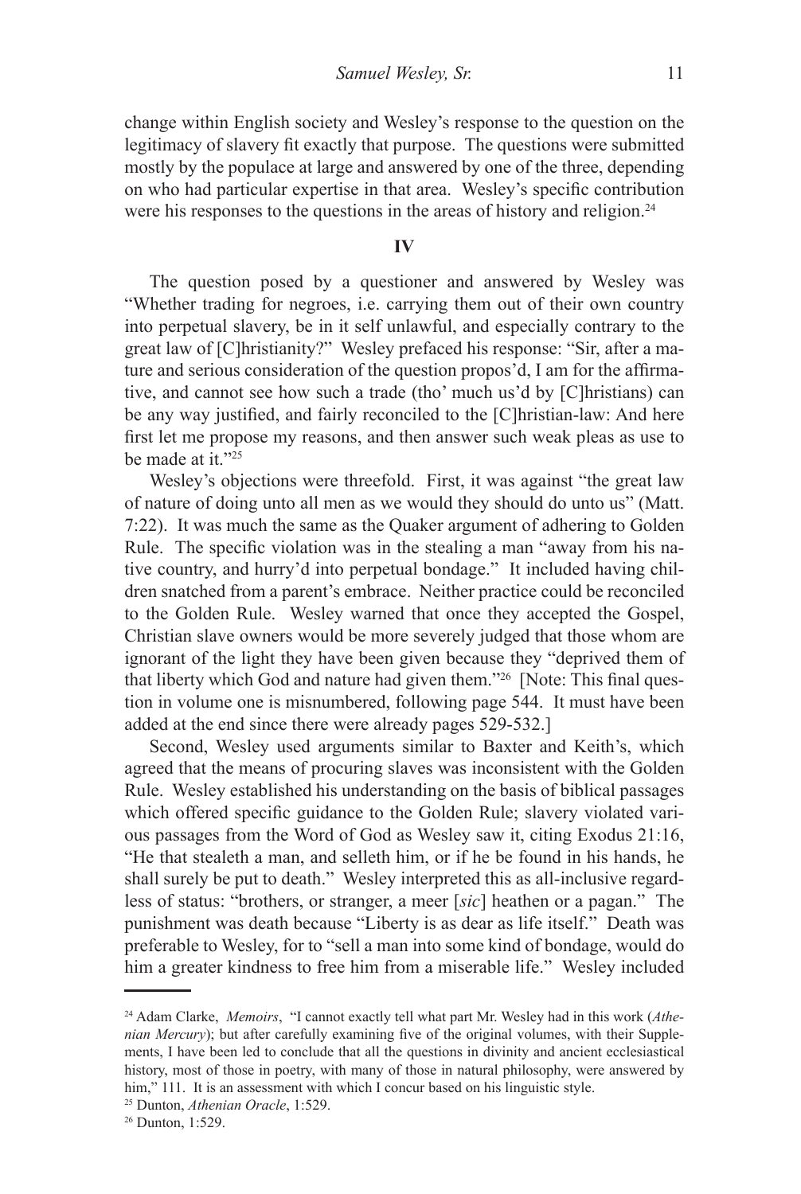change within English society and Wesley's response to the question on the legitimacy of slavery fit exactly that purpose. The questions were submitted mostly by the populace at large and answered by one of the three, depending on who had particular expertise in that area. Wesley's specific contribution were his responses to the questions in the areas of history and religion.[24]

## IV

The question posed by a questioner and answered by Wesley was "Whether trading for negroes, i.e. carrying them out of their own country into perpetual slavery, be in it self unlawful, and especially contrary to the great law of [C]hristianity?" Wesley prefaced his response: "Sir, after a mature and serious consideration of the question propos'd, I am for the affirmative, and cannot see how such a trade (tho' much us'd by [C]hristians) can be any way justified, and fairly reconciled to the [C]hristian-law: And here first let me propose my reasons, and then answer such weak pleas as use to be made at it."[25]

Wesley's objections were threefold. First, it was against "the great law of nature of doing unto all men as we would they should do unto us" (Matt. 7:22). It was much the same as the Quaker argument of adhering to Golden Rule. The specific violation was in the stealing a man "away from his native country, and hurry'd into perpetual bondage." It included having children snatched from a parent's embrace. Neither practice could be reconciled to the Golden Rule. Wesley warned that once they accepted the Gospel, Christian slave owners would be more severely judged that those whom are ignorant of the light they have been given because they "deprived them of that liberty which God and nature had given them."[26] [Note: This final question in volume one is misnumbered, following page 544. It must have been added at the end since there were already pages 529-532.]

Second, Wesley used arguments similar to Baxter and Keith's, which agreed that the means of procuring slaves was inconsistent with the Golden Rule. Wesley established his understanding on the basis of biblical passages which offered specific guidance to the Golden Rule; slavery violated various passages from the Word of God as Wesley saw it, citing Exodus 21:16, "He that stealeth a man, and selleth him, or if he be found in his hands, he shall surely be put to death." Wesley interpreted this as all-inclusive regardless of status: "brothers, or stranger, a meer [*sic*] heathen or a pagan." The punishment was death because "Liberty is as dear as life itself." Death was preferable to Wesley, for to "sell a man into some kind of bondage, would do him a greater kindness to free him from a miserable life." Wesley included

---

[24] Adam Clarke, *Memoirs*, "I cannot exactly tell what part Mr. Wesley had in this work (*Athenian Mercury*); but after carefully examining five of the original volumes, with their Supplements, I have been led to conclude that all the questions in divinity and ancient ecclesiastical history, most of those in poetry, with many of those in natural philosophy, were answered by him," 111. It is an assessment with which I concur based on his linguistic style.

[25] Dunton, *Athenian Oracle*, 1:529.

[26] Dunton, 1:529.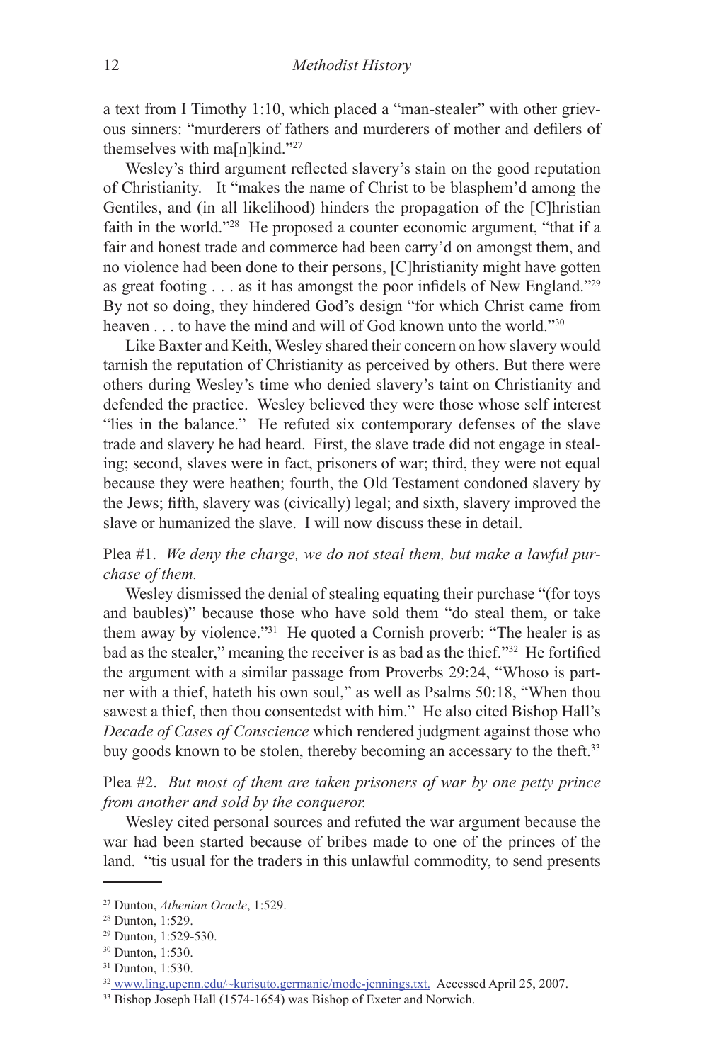a text from I Timothy 1:10, which placed a "man-stealer" with other grievous sinners: "murderers of fathers and murderers of mother and defilers of themselves with ma[n]kind."[27]

Wesley's third argument reflected slavery's stain on the good reputation of Christianity. It "makes the name of Christ to be blasphem'd among the Gentiles, and (in all likelihood) hinders the propagation of the [C]hristian faith in the world."[28] He proposed a counter economic argument, "that if a fair and honest trade and commerce had been carry'd on amongst them, and no violence had been done to their persons, [C]hristianity might have gotten as great footing . . . as it has amongst the poor infidels of New England."[29] By not so doing, they hindered God's design "for which Christ came from heaven . . . to have the mind and will of God known unto the world."[30]

Like Baxter and Keith, Wesley shared their concern on how slavery would tarnish the reputation of Christianity as perceived by others. But there were others during Wesley's time who denied slavery's taint on Christianity and defended the practice. Wesley believed they were those whose self interest "lies in the balance." He refuted six contemporary defenses of the slave trade and slavery he had heard. First, the slave trade did not engage in stealing; second, slaves were in fact, prisoners of war; third, they were not equal because they were heathen; fourth, the Old Testament condoned slavery by the Jews; fifth, slavery was (civically) legal; and sixth, slavery improved the slave or humanized the slave. I will now discuss these in detail.

Plea #1. *We deny the charge, we do not steal them, but make a lawful purchase of them.*

Wesley dismissed the denial of stealing equating their purchase "(for toys and baubles)" because those who have sold them "do steal them, or take them away by violence."[31] He quoted a Cornish proverb: "The healer is as bad as the stealer," meaning the receiver is as bad as the thief."[32] He fortified the argument with a similar passage from Proverbs 29:24, "Whoso is partner with a thief, hateth his own soul," as well as Psalms 50:18, "When thou sawest a thief, then thou consentedst with him." He also cited Bishop Hall's *Decade of Cases of Conscience* which rendered judgment against those who buy goods known to be stolen, thereby becoming an accessary to the theft.[33]

Plea #2. *But most of them are taken prisoners of war by one petty prince from another and sold by the conqueror.*

Wesley cited personal sources and refuted the war argument because the war had been started because of bribes made to one of the princes of the land. "tis usual for the traders in this unlawful commodity, to send presents

---

[27] Dunton, *Athenian Oracle*, 1:529.

[28] Dunton, 1:529.

[29] Dunton, 1:529-530.

[30] Dunton, 1:530.

[31] Dunton, 1:530.

[32] www.ling.upenn.edu/~kurisuto.germanic/mode-jennings.txt. Accessed April 25, 2007.

[33] Bishop Joseph Hall (1574-1654) was Bishop of Exeter and Norwich.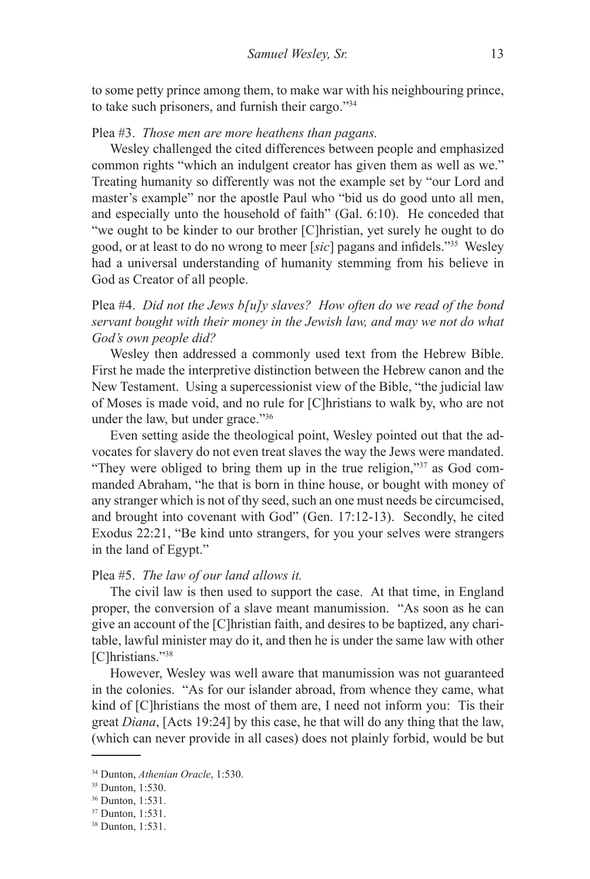to some petty prince among them, to make war with his neighbouring prince, to take such prisoners, and furnish their cargo."[34]

Plea #3. *Those men are more heathens than pagans.*

Wesley challenged the cited differences between people and emphasized common rights "which an indulgent creator has given them as well as we." Treating humanity so differently was not the example set by "our Lord and master's example" nor the apostle Paul who "bid us do good unto all men, and especially unto the household of faith" (Gal. 6:10). He conceded that "we ought to be kinder to our brother [C]hristian, yet surely he ought to do good, or at least to do no wrong to meer [*sic*] pagans and infidels."[35] Wesley had a universal understanding of humanity stemming from his believe in God as Creator of all people.

Plea #4. *Did not the Jews b[u]y slaves? How often do we read of the bond servant bought with their money in the Jewish law, and may we not do what God's own people did?*

Wesley then addressed a commonly used text from the Hebrew Bible. First he made the interpretive distinction between the Hebrew canon and the New Testament. Using a supercessionist view of the Bible, "the judicial law of Moses is made void, and no rule for [C]hristians to walk by, who are not under the law, but under grace."[36]

Even setting aside the theological point, Wesley pointed out that the advocates for slavery do not even treat slaves the way the Jews were mandated. "They were obliged to bring them up in the true religion,"[37] as God commanded Abraham, "he that is born in thine house, or bought with money of any stranger which is not of thy seed, such an one must needs be circumcised, and brought into covenant with God" (Gen. 17:12-13). Secondly, he cited Exodus 22:21, "Be kind unto strangers, for you your selves were strangers in the land of Egypt."

Plea #5. *The law of our land allows it.*

The civil law is then used to support the case. At that time, in England proper, the conversion of a slave meant manumission. "As soon as he can give an account of the [C]hristian faith, and desires to be baptized, any charitable, lawful minister may do it, and then he is under the same law with other [C]hristians."[38]

However, Wesley was well aware that manumission was not guaranteed in the colonies. "As for our islander abroad, from whence they came, what kind of [C]hristians the most of them are, I need not inform you: Tis their great *Diana*, [Acts 19:24] by this case, he that will do any thing that the law, (which can never provide in all cases) does not plainly forbid, would be but

---

[34] Dunton, *Athenian Oracle*, 1:530.

[35] Dunton, 1:530.

[36] Dunton, 1:531.

[37] Dunton, 1:531.

[38] Dunton, 1:531.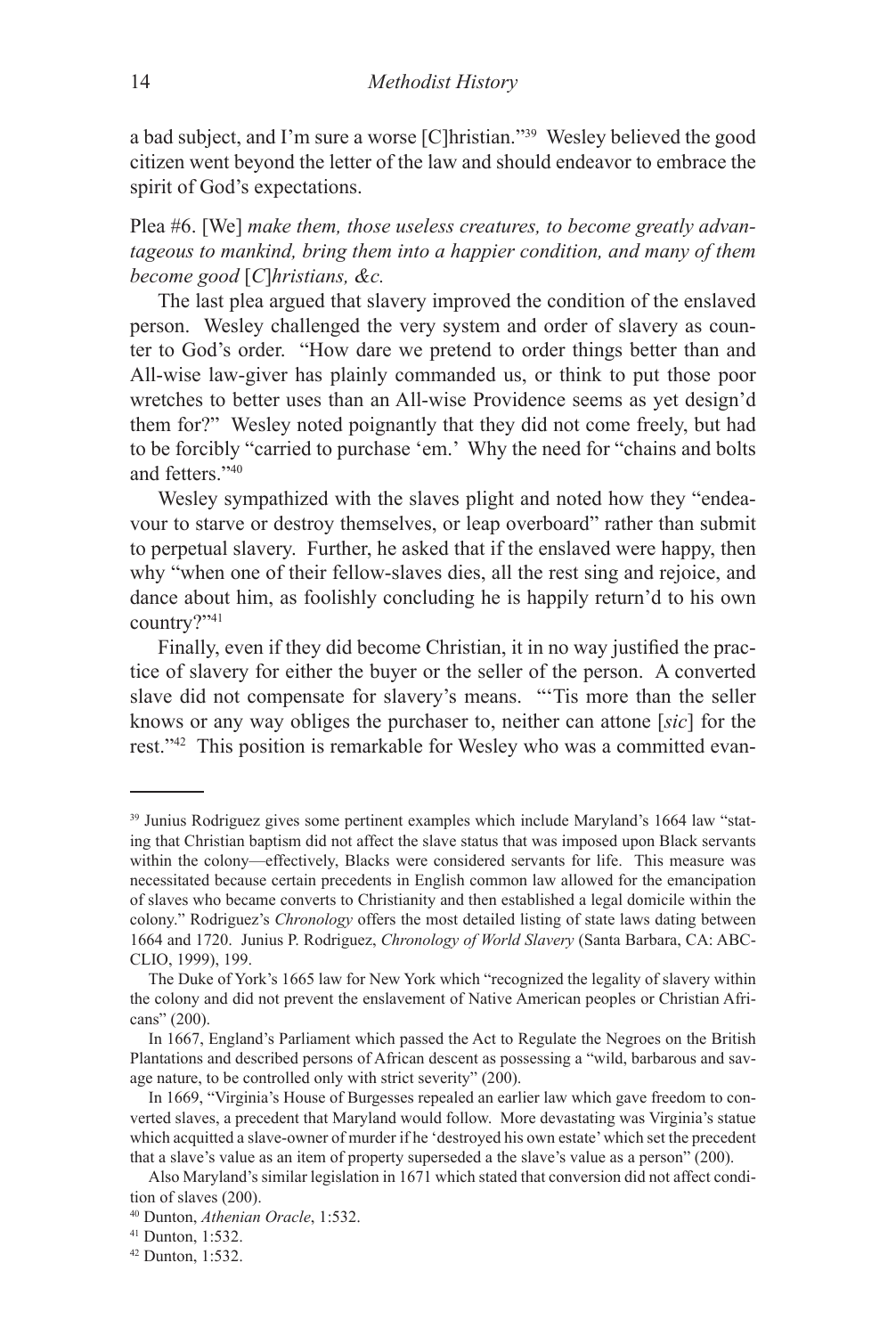a bad subject, and I'm sure a worse [C]hristian."[39] Wesley believed the good citizen went beyond the letter of the law and should endeavor to embrace the spirit of God's expectations.

Plea #6. [We] *make them, those useless creatures, to become greatly advantageous to mankind, bring them into a happier condition, and many of them become good* [*C*]*hristians, &c.*

The last plea argued that slavery improved the condition of the enslaved person. Wesley challenged the very system and order of slavery as counter to God's order. "How dare we pretend to order things better than and All-wise law-giver has plainly commanded us, or think to put those poor wretches to better uses than an All-wise Providence seems as yet design'd them for?" Wesley noted poignantly that they did not come freely, but had to be forcibly "carried to purchase 'em.' Why the need for "chains and bolts and fetters."[40]

Wesley sympathized with the slaves plight and noted how they "endeavour to starve or destroy themselves, or leap overboard" rather than submit to perpetual slavery. Further, he asked that if the enslaved were happy, then why "when one of their fellow-slaves dies, all the rest sing and rejoice, and dance about him, as foolishly concluding he is happily return'd to his own country?"[41]

Finally, even if they did become Christian, it in no way justified the practice of slavery for either the buyer or the seller of the person. A converted slave did not compensate for slavery's means. "'Tis more than the seller knows or any way obliges the purchaser to, neither can attone [*sic*] for the rest."[42] This position is remarkable for Wesley who was a committed evan-

---

[39] Junius Rodriguez gives some pertinent examples which include Maryland's 1664 law "stating that Christian baptism did not affect the slave status that was imposed upon Black servants within the colony—effectively, Blacks were considered servants for life. This measure was necessitated because certain precedents in English common law allowed for the emancipation of slaves who became converts to Christianity and then established a legal domicile within the colony." Rodriguez's *Chronology* offers the most detailed listing of state laws dating between 1664 and 1720. Junius P. Rodriguez, *Chronology of World Slavery* (Santa Barbara, CA: ABC-CLIO, 1999), 199.

The Duke of York's 1665 law for New York which "recognized the legality of slavery within the colony and did not prevent the enslavement of Native American peoples or Christian Africans" (200).

In 1667, England's Parliament which passed the Act to Regulate the Negroes on the British Plantations and described persons of African descent as possessing a "wild, barbarous and savage nature, to be controlled only with strict severity" (200).

In 1669, "Virginia's House of Burgesses repealed an earlier law which gave freedom to converted slaves, a precedent that Maryland would follow. More devastating was Virginia's statue which acquitted a slave-owner of murder if he 'destroyed his own estate' which set the precedent that a slave's value as an item of property superseded a the slave's value as a person" (200).

Also Maryland's similar legislation in 1671 which stated that conversion did not affect condition of slaves (200).

[40] Dunton, *Athenian Oracle*, 1:532.

[41] Dunton, 1:532.

[42] Dunton, 1:532.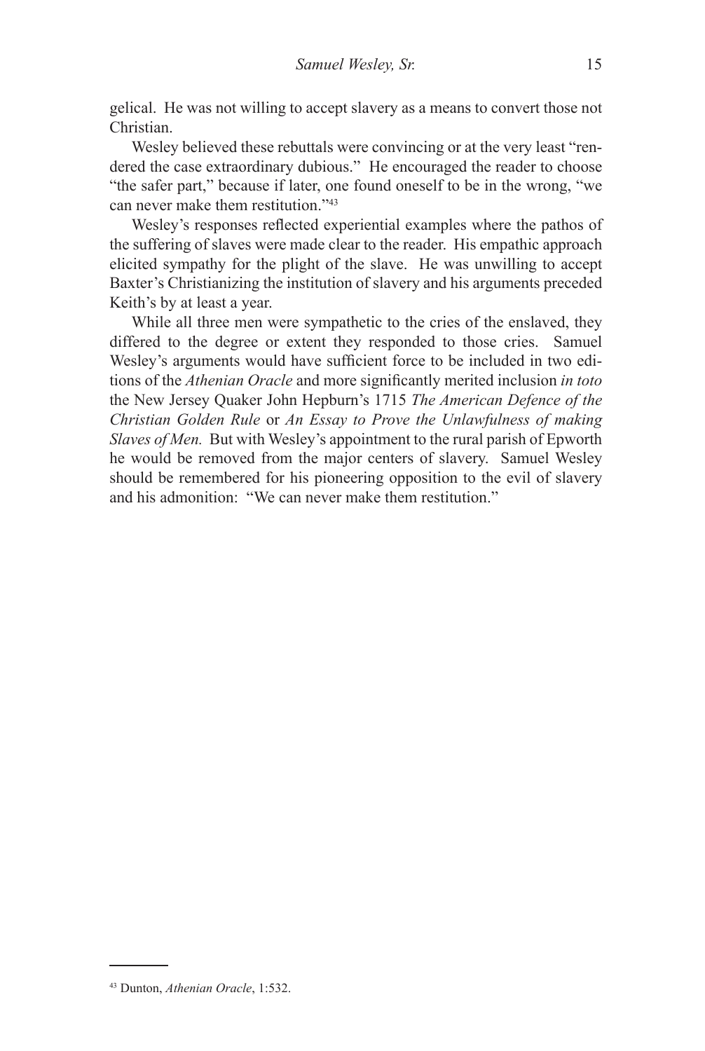gelical. He was not willing to accept slavery as a means to convert those not Christian.

Wesley believed these rebuttals were convincing or at the very least "rendered the case extraordinary dubious." He encouraged the reader to choose "the safer part," because if later, one found oneself to be in the wrong, "we can never make them restitution."[43]

Wesley's responses reflected experiential examples where the pathos of the suffering of slaves were made clear to the reader. His empathic approach elicited sympathy for the plight of the slave. He was unwilling to accept Baxter's Christianizing the institution of slavery and his arguments preceded Keith's by at least a year.

While all three men were sympathetic to the cries of the enslaved, they differed to the degree or extent they responded to those cries. Samuel Wesley's arguments would have sufficient force to be included in two editions of the *Athenian Oracle* and more significantly merited inclusion *in toto* the New Jersey Quaker John Hepburn's 1715 *The American Defence of the Christian Golden Rule* or *An Essay to Prove the Unlawfulness of making Slaves of Men.* But with Wesley's appointment to the rural parish of Epworth he would be removed from the major centers of slavery. Samuel Wesley should be remembered for his pioneering opposition to the evil of slavery and his admonition: "We can never make them restitution."

---

[43] Dunton, *Athenian Oracle*, 1:532.